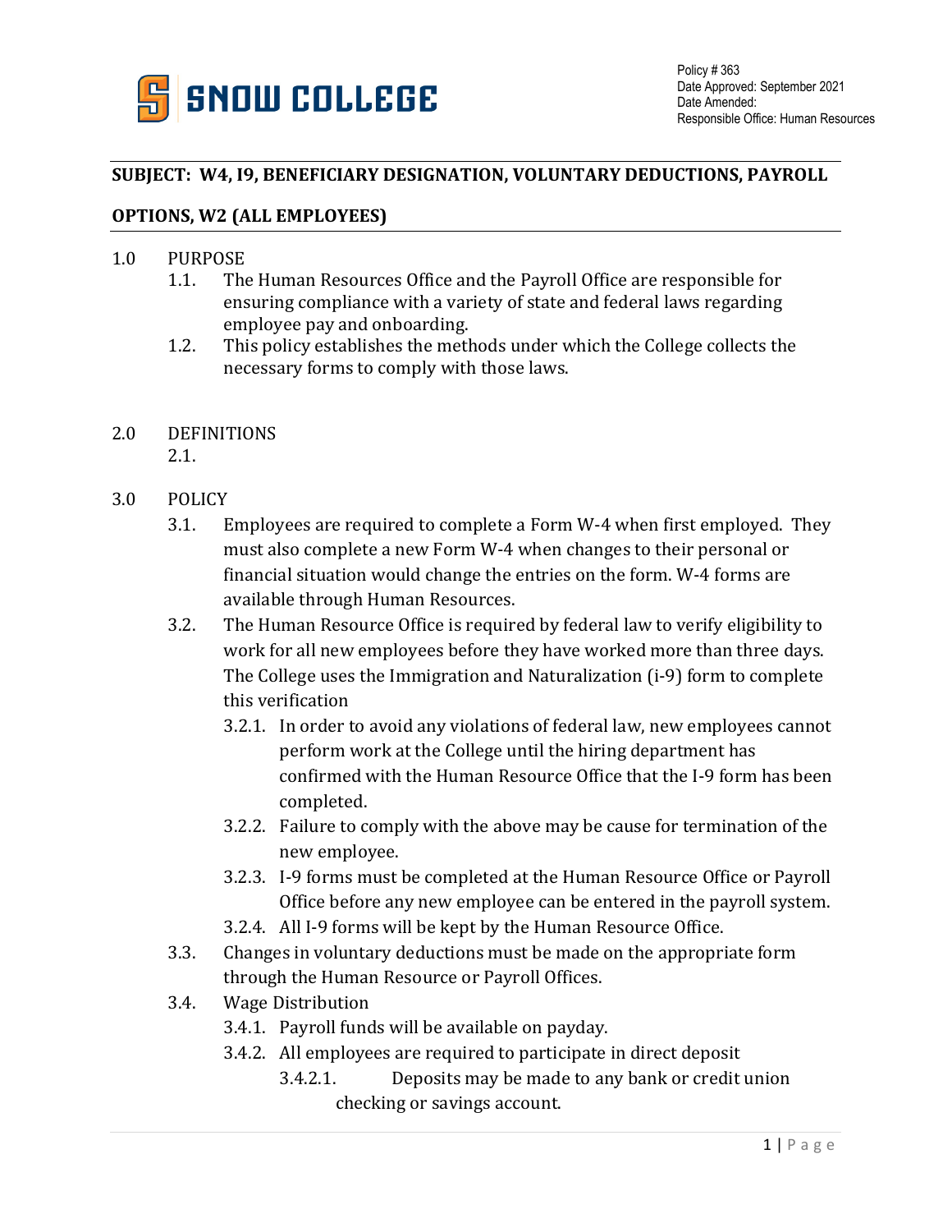**SNOW COLLEGE**

Policy # 363
Date Approved: September 2021
Date Amended:
Responsible Office: Human Resources

## SUBJECT: W4, I9, BENEFICIARY DESIGNATION, VOLUNTARY DEDUCTIONS, PAYROLL OPTIONS, W2 (ALL EMPLOYEES)

1.0 PURPOSE

- 1.1. The Human Resources Office and the Payroll Office are responsible for ensuring compliance with a variety of state and federal laws regarding employee pay and onboarding.
- 1.2. This policy establishes the methods under which the College collects the necessary forms to comply with those laws.

2.0 DEFINITIONS

- 2.1.

3.0 POLICY

- 3.1. Employees are required to complete a Form W-4 when first employed. They must also complete a new Form W-4 when changes to their personal or financial situation would change the entries on the form. W-4 forms are available through Human Resources.
- 3.2. The Human Resource Office is required by federal law to verify eligibility to work for all new employees before they have worked more than three days. The College uses the Immigration and Naturalization (i-9) form to complete this verification
  - 3.2.1. In order to avoid any violations of federal law, new employees cannot perform work at the College until the hiring department has confirmed with the Human Resource Office that the I-9 form has been completed.
  - 3.2.2. Failure to comply with the above may be cause for termination of the new employee.
  - 3.2.3. I-9 forms must be completed at the Human Resource Office or Payroll Office before any new employee can be entered in the payroll system.
  - 3.2.4. All I-9 forms will be kept by the Human Resource Office.
- 3.3. Changes in voluntary deductions must be made on the appropriate form through the Human Resource or Payroll Offices.
- 3.4. Wage Distribution
  - 3.4.1. Payroll funds will be available on payday.
  - 3.4.2. All employees are required to participate in direct deposit
    - 3.4.2.1. Deposits may be made to any bank or credit union checking or savings account.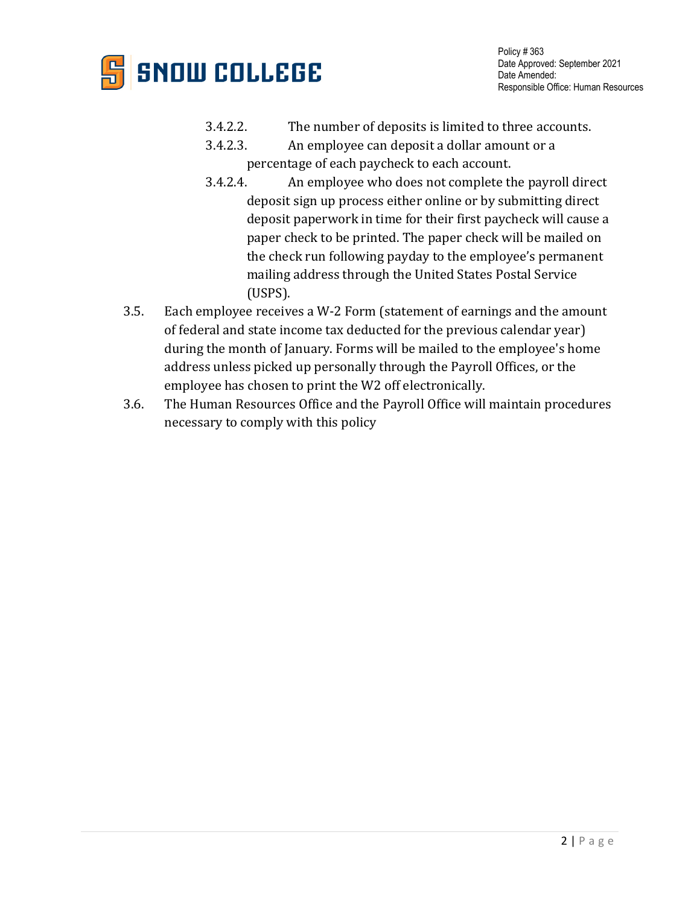3.4.2.2. The number of deposits is limited to three accounts.

3.4.2.3. An employee can deposit a dollar amount or a percentage of each paycheck to each account.

3.4.2.4. An employee who does not complete the payroll direct deposit sign up process either online or by submitting direct deposit paperwork in time for their first paycheck will cause a paper check to be printed. The paper check will be mailed on the check run following payday to the employee's permanent mailing address through the United States Postal Service (USPS).

3.5. Each employee receives a W-2 Form (statement of earnings and the amount of federal and state income tax deducted for the previous calendar year) during the month of January. Forms will be mailed to the employee's home address unless picked up personally through the Payroll Offices, or the employee has chosen to print the W2 off electronically.

3.6. The Human Resources Office and the Payroll Office will maintain procedures necessary to comply with this policy